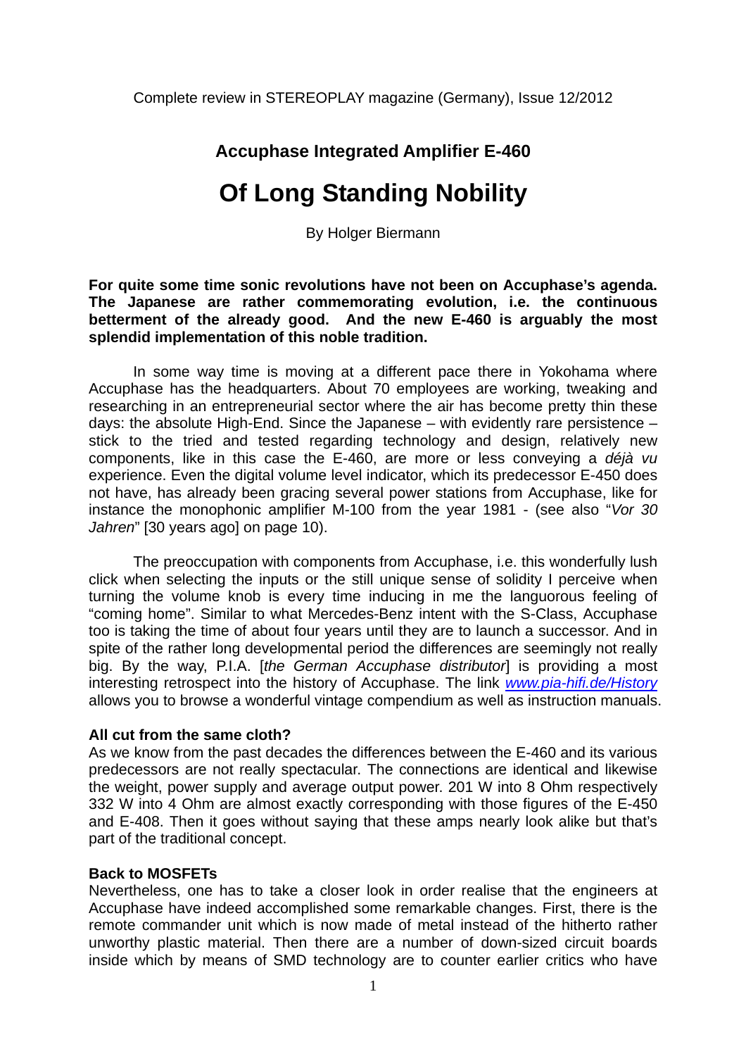Complete review in STEREOPLAY magazine (Germany), Issue 12/2012

## Accuphase Integrated Amplifier E-460

# Of Long Standing Nobility

By Holger Biermann

**For quite some time sonic revolutions have not been on Accuphase's agenda. The Japanese are rather commemorating evolution, i.e. the continuous betterment of the already good. And the new E-460 is arguably the most splendid implementation of this noble tradition.**

In some way time is moving at a different pace there in Yokohama where Accuphase has the headquarters. About 70 employees are working, tweaking and researching in an entrepreneurial sector where the air has become pretty thin these days: the absolute High-End. Since the Japanese – with evidently rare persistence – stick to the tried and tested regarding technology and design, relatively new components, like in this case the E-460, are more or less conveying a *déjà vu* experience. Even the digital volume level indicator, which its predecessor E-450 does not have, has already been gracing several power stations from Accuphase, like for instance the monophonic amplifier M-100 from the year 1981 - (see also "*Vor 30 Jahren*" [30 years ago] on page 10).

The preoccupation with components from Accuphase, i.e. this wonderfully lush click when selecting the inputs or the still unique sense of solidity I perceive when turning the volume knob is every time inducing in me the languorous feeling of "coming home". Similar to what Mercedes-Benz intent with the S-Class, Accuphase too is taking the time of about four years until they are to launch a successor. And in spite of the rather long developmental period the differences are seemingly not really big. By the way, P.I.A. [*the German Accuphase distributor*] is providing a most interesting retrospect into the history of Accuphase. The link *www.pia-hifi.de/History* allows you to browse a wonderful vintage compendium as well as instruction manuals.

### All cut from the same cloth?

As we know from the past decades the differences between the E-460 and its various predecessors are not really spectacular. The connections are identical and likewise the weight, power supply and average output power. 201 W into 8 Ohm respectively 332 W into 4 Ohm are almost exactly corresponding with those figures of the E-450 and E-408. Then it goes without saying that these amps nearly look alike but that's part of the traditional concept.

### Back to MOSFETs

Nevertheless, one has to take a closer look in order realise that the engineers at Accuphase have indeed accomplished some remarkable changes. First, there is the remote commander unit which is now made of metal instead of the hitherto rather unworthy plastic material. Then there are a number of down-sized circuit boards inside which by means of SMD technology are to counter earlier critics who have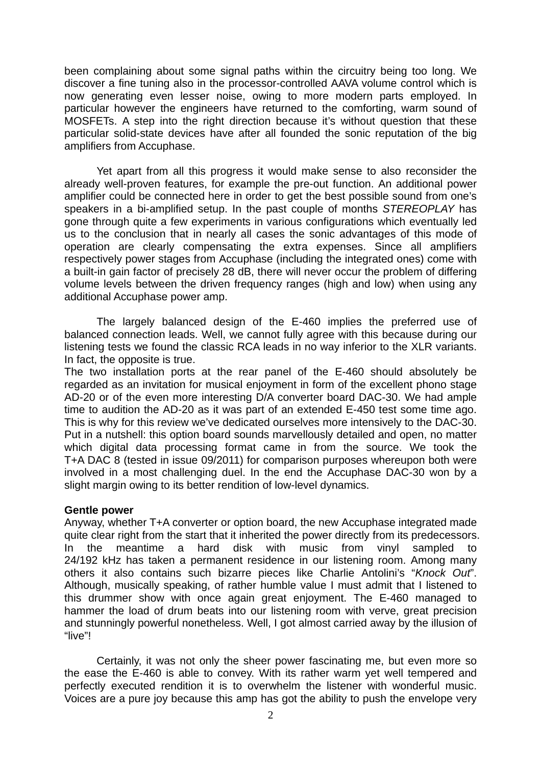been complaining about some signal paths within the circuitry being too long. We discover a fine tuning also in the processor-controlled AAVA volume control which is now generating even lesser noise, owing to more modern parts employed. In particular however the engineers have returned to the comforting, warm sound of MOSFETs. A step into the right direction because it's without question that these particular solid-state devices have after all founded the sonic reputation of the big amplifiers from Accuphase.

Yet apart from all this progress it would make sense to also reconsider the already well-proven features, for example the pre-out function. An additional power amplifier could be connected here in order to get the best possible sound from one's speakers in a bi-amplified setup. In the past couple of months *STEREOPLAY* has gone through quite a few experiments in various configurations which eventually led us to the conclusion that in nearly all cases the sonic advantages of this mode of operation are clearly compensating the extra expenses. Since all amplifiers respectively power stages from Accuphase (including the integrated ones) come with a built-in gain factor of precisely 28 dB, there will never occur the problem of differing volume levels between the driven frequency ranges (high and low) when using any additional Accuphase power amp.

The largely balanced design of the E-460 implies the preferred use of balanced connection leads. Well, we cannot fully agree with this because during our listening tests we found the classic RCA leads in no way inferior to the XLR variants. In fact, the opposite is true.

The two installation ports at the rear panel of the E-460 should absolutely be regarded as an invitation for musical enjoyment in form of the excellent phono stage AD-20 or of the even more interesting D/A converter board DAC-30. We had ample time to audition the AD-20 as it was part of an extended E-450 test some time ago. This is why for this review we've dedicated ourselves more intensively to the DAC-30. Put in a nutshell: this option board sounds marvellously detailed and open, no matter which digital data processing format came in from the source. We took the T+A DAC 8 (tested in issue 09/2011) for comparison purposes whereupon both were involved in a most challenging duel. In the end the Accuphase DAC-30 won by a slight margin owing to its better rendition of low-level dynamics.

**Gentle power**

Anyway, whether T+A converter or option board, the new Accuphase integrated made quite clear right from the start that it inherited the power directly from its predecessors. In the meantime a hard disk with music from vinyl sampled to 24/192 kHz has taken a permanent residence in our listening room. Among many others it also contains such bizarre pieces like Charlie Antolini's "*Knock Out*". Although, musically speaking, of rather humble value I must admit that I listened to this drummer show with once again great enjoyment. The E-460 managed to hammer the load of drum beats into our listening room with verve, great precision and stunningly powerful nonetheless. Well, I got almost carried away by the illusion of "live"!

Certainly, it was not only the sheer power fascinating me, but even more so the ease the E-460 is able to convey. With its rather warm yet well tempered and perfectly executed rendition it is to overwhelm the listener with wonderful music. Voices are a pure joy because this amp has got the ability to push the envelope very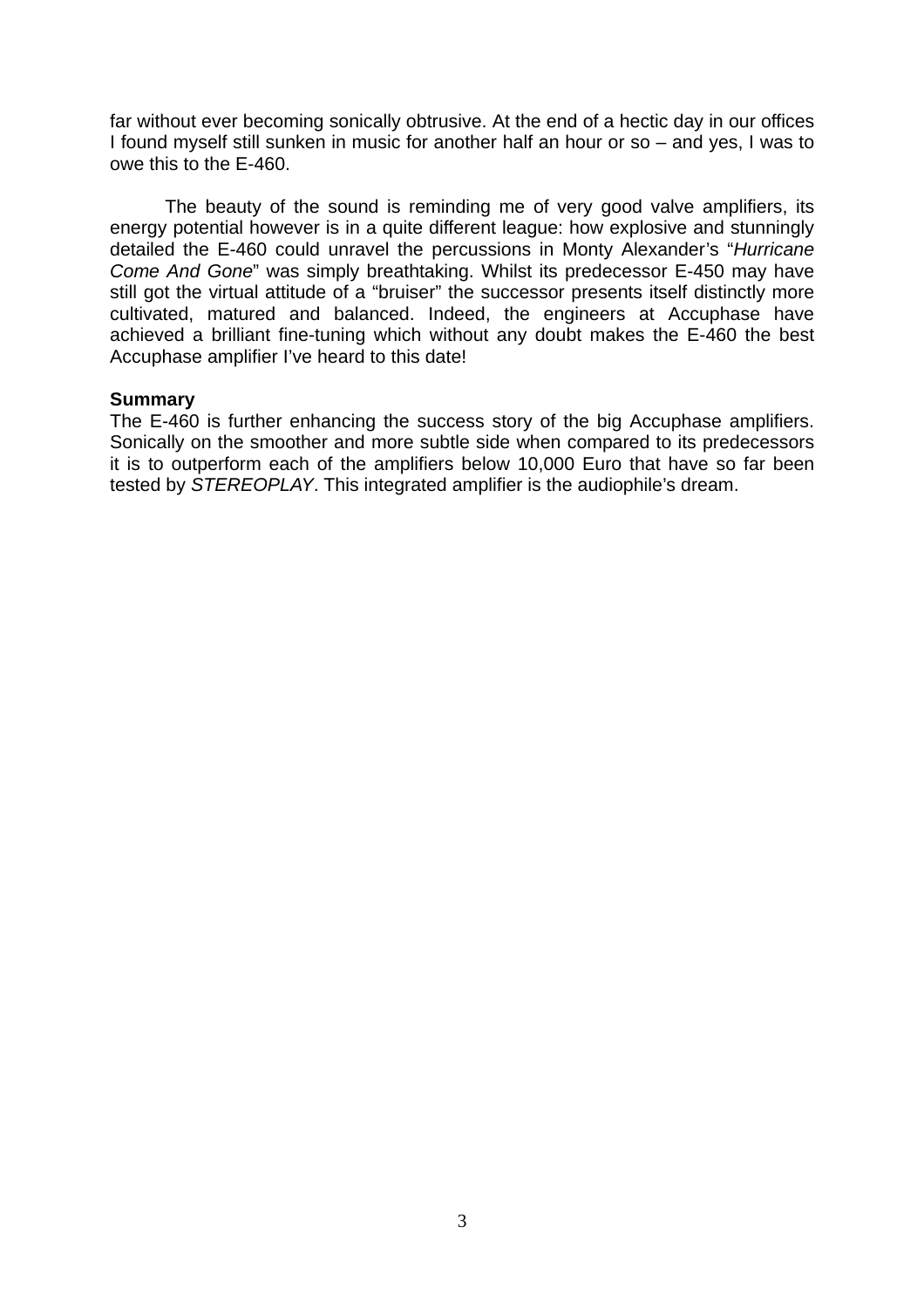far without ever becoming sonically obtrusive. At the end of a hectic day in our offices I found myself still sunken in music for another half an hour or so – and yes, I was to owe this to the E-460.

The beauty of the sound is reminding me of very good valve amplifiers, its energy potential however is in a quite different league: how explosive and stunningly detailed the E-460 could unravel the percussions in Monty Alexander's "*Hurricane Come And Gone*" was simply breathtaking. Whilst its predecessor E-450 may have still got the virtual attitude of a "bruiser" the successor presents itself distinctly more cultivated, matured and balanced. Indeed, the engineers at Accuphase have achieved a brilliant fine-tuning which without any doubt makes the E-460 the best Accuphase amplifier I've heard to this date!

**Summary**

The E-460 is further enhancing the success story of the big Accuphase amplifiers. Sonically on the smoother and more subtle side when compared to its predecessors it is to outperform each of the amplifiers below 10,000 Euro that have so far been tested by *STEREOPLAY*. This integrated amplifier is the audiophile's dream.